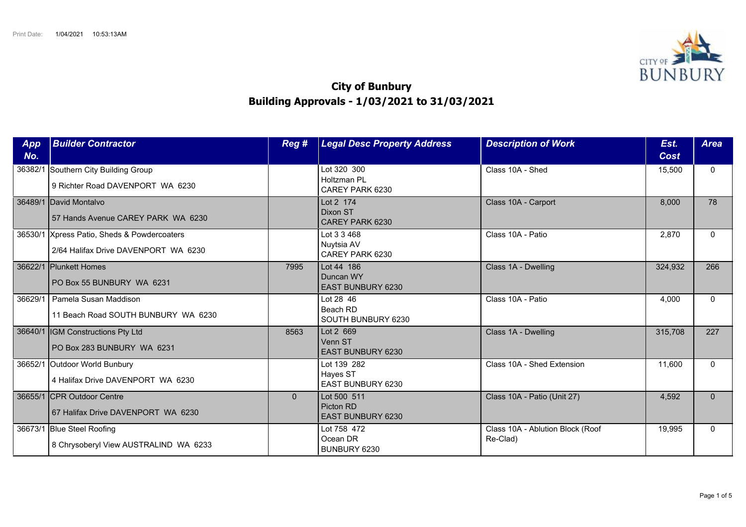Print Date: 1/04/2021 10:53:13AM

# City of Bunbury
## Building Approvals - 1/03/2021 to 31/03/2021

| App No. | Builder Contractor | Reg # | Legal Desc Property Address | Description of Work | Est. Cost | Area |
|---|---|---|---|---|---|---|
| 36382/1 | Southern City Building Group<br>9 Richter Road DAVENPORT WA 6230 | | Lot 320 300<br>Holtzman PL<br>CAREY PARK 6230 | Class 10A - Shed | 15,500 | 0 |
| 36489/1 | David Montalvo<br>57 Hands Avenue CAREY PARK WA 6230 | | Lot 2 174<br>Dixon ST<br>CAREY PARK 6230 | Class 10A - Carport | 8,000 | 78 |
| 36530/1 | Xpress Patio, Sheds & Powdercoaters<br>2/64 Halifax Drive DAVENPORT WA 6230 | | Lot 3 3 468<br>Nuytsia AV<br>CAREY PARK 6230 | Class 10A - Patio | 2,870 | 0 |
| 36622/1 | Plunkett Homes<br>PO Box 55 BUNBURY WA 6231 | 7995 | Lot 44 186<br>Duncan WY<br>EAST BUNBURY 6230 | Class 1A - Dwelling | 324,932 | 266 |
| 36629/1 | Pamela Susan Maddison<br>11 Beach Road SOUTH BUNBURY WA 6230 | | Lot 28 46<br>Beach RD<br>SOUTH BUNBURY 6230 | Class 10A - Patio | 4,000 | 0 |
| 36640/1 | IGM Constructions Pty Ltd<br>PO Box 283 BUNBURY WA 6231 | 8563 | Lot 2 669<br>Venn ST<br>EAST BUNBURY 6230 | Class 1A - Dwelling | 315,708 | 227 |
| 36652/1 | Outdoor World Bunbury<br>4 Halifax Drive DAVENPORT WA 6230 | | Lot 139 282<br>Hayes ST<br>EAST BUNBURY 6230 | Class 10A - Shed Extension | 11,600 | 0 |
| 36655/1 | CPR Outdoor Centre<br>67 Halifax Drive DAVENPORT WA 6230 | 0 | Lot 500 511<br>Picton RD<br>EAST BUNBURY 6230 | Class 10A - Patio (Unit 27) | 4,592 | 0 |
| 36673/1 | Blue Steel Roofing<br>8 Chrysoberyl View AUSTRALIND WA 6233 | | Lot 758 472<br>Ocean DR<br>BUNBURY 6230 | Class 10A - Ablution Block (Roof Re-Clad) | 19,995 | 0 |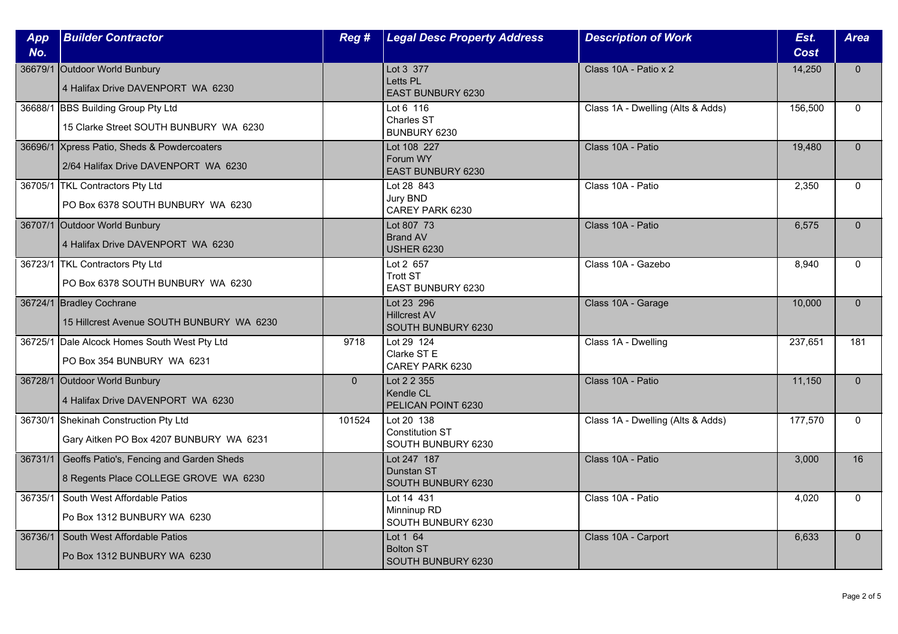| App No. | Builder Contractor | Reg # | Legal Desc Property Address | Description of Work | Est. Cost | Area |
|---|---|---|---|---|---|---|
| 36679/1 | Outdoor World Bunbury<br>4 Halifax Drive DAVENPORT WA 6230 | | Lot 3 377<br>Letts PL<br>EAST BUNBURY 6230 | Class 10A - Patio x 2 | 14,250 | 0 |
| 36688/1 | BBS Building Group Pty Ltd<br>15 Clarke Street SOUTH BUNBURY WA 6230 | | Lot 6 116<br>Charles ST<br>BUNBURY 6230 | Class 1A - Dwelling (Alts & Adds) | 156,500 | 0 |
| 36696/1 | Xpress Patio, Sheds & Powdercoaters<br>2/64 Halifax Drive DAVENPORT WA 6230 | | Lot 108 227<br>Forum WY<br>EAST BUNBURY 6230 | Class 10A - Patio | 19,480 | 0 |
| 36705/1 | TKL Contractors Pty Ltd<br>PO Box 6378 SOUTH BUNBURY WA 6230 | | Lot 28 843<br>Jury BND<br>CAREY PARK 6230 | Class 10A - Patio | 2,350 | 0 |
| 36707/1 | Outdoor World Bunbury<br>4 Halifax Drive DAVENPORT WA 6230 | | Lot 807 73<br>Brand AV<br>USHER 6230 | Class 10A - Patio | 6,575 | 0 |
| 36723/1 | TKL Contractors Pty Ltd<br>PO Box 6378 SOUTH BUNBURY WA 6230 | | Lot 2 657<br>Trott ST<br>EAST BUNBURY 6230 | Class 10A - Gazebo | 8,940 | 0 |
| 36724/1 | Bradley Cochrane<br>15 Hillcrest Avenue SOUTH BUNBURY WA 6230 | | Lot 23 296<br>Hillcrest AV<br>SOUTH BUNBURY 6230 | Class 10A - Garage | 10,000 | 0 |
| 36725/1 | Dale Alcock Homes South West Pty Ltd<br>PO Box 354 BUNBURY WA 6231 | 9718 | Lot 29 124<br>Clarke ST E<br>CAREY PARK 6230 | Class 1A - Dwelling | 237,651 | 181 |
| 36728/1 | Outdoor World Bunbury<br>4 Halifax Drive DAVENPORT WA 6230 | 0 | Lot 2 2 355<br>Kendle CL<br>PELICAN POINT 6230 | Class 10A - Patio | 11,150 | 0 |
| 36730/1 | Shekinah Construction Pty Ltd<br>Gary Aitken PO Box 4207 BUNBURY WA 6231 | 101524 | Lot 20 138<br>Constitution ST<br>SOUTH BUNBURY 6230 | Class 1A - Dwelling (Alts & Adds) | 177,570 | 0 |
| 36731/1 | Geoffs Patio's, Fencing and Garden Sheds<br>8 Regents Place COLLEGE GROVE WA 6230 | | Lot 247 187<br>Dunstan ST<br>SOUTH BUNBURY 6230 | Class 10A - Patio | 3,000 | 16 |
| 36735/1 | South West Affordable Patios<br>Po Box 1312 BUNBURY WA 6230 | | Lot 14 431<br>Minninup RD<br>SOUTH BUNBURY 6230 | Class 10A - Patio | 4,020 | 0 |
| 36736/1 | South West Affordable Patios<br>Po Box 1312 BUNBURY WA 6230 | | Lot 1 64<br>Bolton ST<br>SOUTH BUNBURY 6230 | Class 10A - Carport | 6,633 | 0 |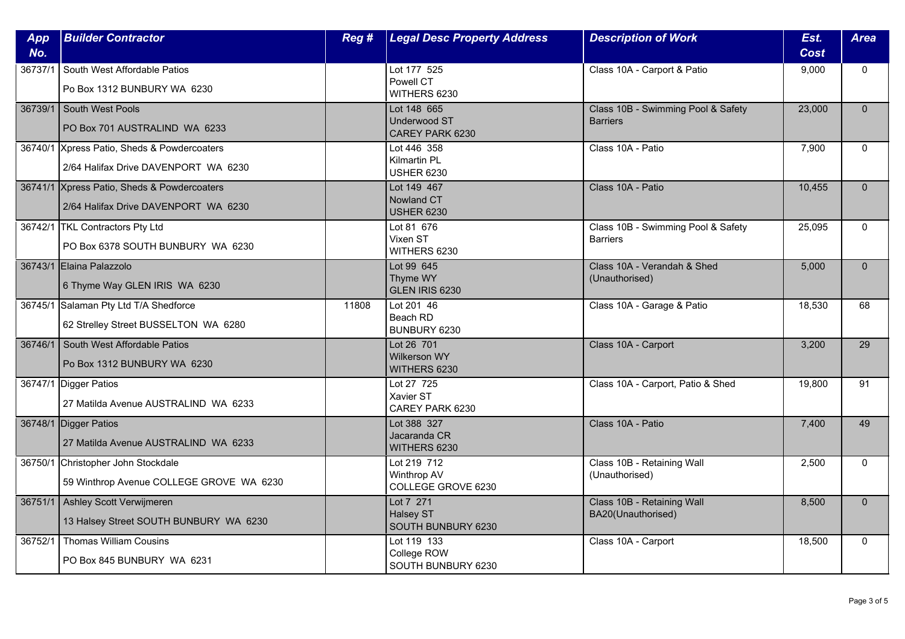| App No. | Builder Contractor | Reg # | Legal Desc Property Address | Description of Work | Est. Cost | Area |
|---|---|---|---|---|---|---|
| 36737/1 | South West Affordable Patios<br>Po Box 1312 BUNBURY WA 6230 | | Lot 177 525<br>Powell CT<br>WITHERS 6230 | Class 10A - Carport & Patio | 9,000 | 0 |
| 36739/1 | South West Pools<br>PO Box 701 AUSTRALIND WA 6233 | | Lot 148 665<br>Underwood ST<br>CAREY PARK 6230 | Class 10B - Swimming Pool & Safety Barriers | 23,000 | 0 |
| 36740/1 | Xpress Patio, Sheds & Powdercoaters<br>2/64 Halifax Drive DAVENPORT WA 6230 | | Lot 446 358<br>Kilmartin PL<br>USHER 6230 | Class 10A - Patio | 7,900 | 0 |
| 36741/1 | Xpress Patio, Sheds & Powdercoaters<br>2/64 Halifax Drive DAVENPORT WA 6230 | | Lot 149 467<br>Nowland CT<br>USHER 6230 | Class 10A - Patio | 10,455 | 0 |
| 36742/1 | TKL Contractors Pty Ltd<br>PO Box 6378 SOUTH BUNBURY WA 6230 | | Lot 81 676<br>Vixen ST<br>WITHERS 6230 | Class 10B - Swimming Pool & Safety Barriers | 25,095 | 0 |
| 36743/1 | Elaina Palazzolo<br>6 Thyme Way GLEN IRIS WA 6230 | | Lot 99 645<br>Thyme WY<br>GLEN IRIS 6230 | Class 10A - Verandah & Shed (Unauthorised) | 5,000 | 0 |
| 36745/1 | Salaman Pty Ltd T/A Shedforce<br>62 Strelley Street BUSSELTON WA 6280 | 11808 | Lot 201 46<br>Beach RD<br>BUNBURY 6230 | Class 10A - Garage & Patio | 18,530 | 68 |
| 36746/1 | South West Affordable Patios<br>Po Box 1312 BUNBURY WA 6230 | | Lot 26 701<br>Wilkerson WY<br>WITHERS 6230 | Class 10A - Carport | 3,200 | 29 |
| 36747/1 | Digger Patios<br>27 Matilda Avenue AUSTRALIND WA 6233 | | Lot 27 725<br>Xavier ST<br>CAREY PARK 6230 | Class 10A - Carport, Patio & Shed | 19,800 | 91 |
| 36748/1 | Digger Patios<br>27 Matilda Avenue AUSTRALIND WA 6233 | | Lot 388 327<br>Jacaranda CR<br>WITHERS 6230 | Class 10A - Patio | 7,400 | 49 |
| 36750/1 | Christopher John Stockdale<br>59 Winthrop Avenue COLLEGE GROVE WA 6230 | | Lot 219 712<br>Winthrop AV<br>COLLEGE GROVE 6230 | Class 10B - Retaining Wall (Unauthorised) | 2,500 | 0 |
| 36751/1 | Ashley Scott Verwijmeren<br>13 Halsey Street SOUTH BUNBURY WA 6230 | | Lot 7 271<br>Halsey ST<br>SOUTH BUNBURY 6230 | Class 10B - Retaining Wall BA20(Unauthorised) | 8,500 | 0 |
| 36752/1 | Thomas William Cousins<br>PO Box 845 BUNBURY WA 6231 | | Lot 119 133<br>College ROW<br>SOUTH BUNBURY 6230 | Class 10A - Carport | 18,500 | 0 |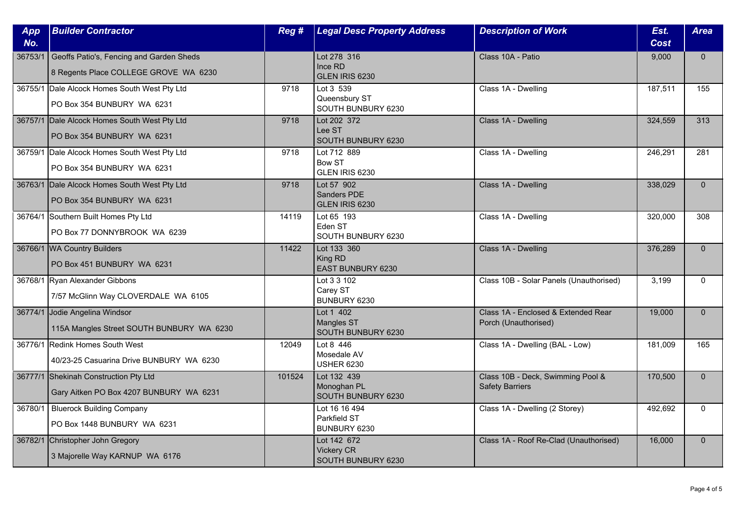| App No. | Builder Contractor | Reg # | Legal Desc Property Address | Description of Work | Est. Cost | Area |
|---|---|---|---|---|---|---|
| 36753/1 | Geoffs Patio's, Fencing and Garden Sheds<br>8 Regents Place COLLEGE GROVE WA 6230 | | Lot 278 316<br>Ince RD<br>GLEN IRIS 6230 | Class 10A - Patio | 9,000 | 0 |
| 36755/1 | Dale Alcock Homes South West Pty Ltd<br>PO Box 354 BUNBURY WA 6231 | 9718 | Lot 3 539<br>Queensbury ST<br>SOUTH BUNBURY 6230 | Class 1A - Dwelling | 187,511 | 155 |
| 36757/1 | Dale Alcock Homes South West Pty Ltd<br>PO Box 354 BUNBURY WA 6231 | 9718 | Lot 202 372<br>Lee ST<br>SOUTH BUNBURY 6230 | Class 1A - Dwelling | 324,559 | 313 |
| 36759/1 | Dale Alcock Homes South West Pty Ltd<br>PO Box 354 BUNBURY WA 6231 | 9718 | Lot 712 889<br>Bow ST<br>GLEN IRIS 6230 | Class 1A - Dwelling | 246,291 | 281 |
| 36763/1 | Dale Alcock Homes South West Pty Ltd<br>PO Box 354 BUNBURY WA 6231 | 9718 | Lot 57 902<br>Sanders PDE<br>GLEN IRIS 6230 | Class 1A - Dwelling | 338,029 | 0 |
| 36764/1 | Southern Built Homes Pty Ltd<br>PO Box 77 DONNYBROOK WA 6239 | 14119 | Lot 65 193<br>Eden ST<br>SOUTH BUNBURY 6230 | Class 1A - Dwelling | 320,000 | 308 |
| 36766/1 | WA Country Builders<br>PO Box 451 BUNBURY WA 6231 | 11422 | Lot 133 360<br>King RD<br>EAST BUNBURY 6230 | Class 1A - Dwelling | 376,289 | 0 |
| 36768/1 | Ryan Alexander Gibbons<br>7/57 McGlinn Way CLOVERDALE WA 6105 | | Lot 3 3 102<br>Carey ST<br>BUNBURY 6230 | Class 10B - Solar Panels (Unauthorised) | 3,199 | 0 |
| 36774/1 | Jodie Angelina Windsor<br>115A Mangles Street SOUTH BUNBURY WA 6230 | | Lot 1 402<br>Mangles ST<br>SOUTH BUNBURY 6230 | Class 1A - Enclosed & Extended Rear Porch (Unauthorised) | 19,000 | 0 |
| 36776/1 | Redink Homes South West<br>40/23-25 Casuarina Drive BUNBURY WA 6230 | 12049 | Lot 8 446<br>Mosedale AV<br>USHER 6230 | Class 1A - Dwelling (BAL - Low) | 181,009 | 165 |
| 36777/1 | Shekinah Construction Pty Ltd<br>Gary Aitken PO Box 4207 BUNBURY WA 6231 | 101524 | Lot 132 439<br>Monoghan PL<br>SOUTH BUNBURY 6230 | Class 10B - Deck, Swimming Pool & Safety Barriers | 170,500 | 0 |
| 36780/1 | Bluerock Building Company<br>PO Box 1448 BUNBURY WA 6231 | | Lot 16 16 494<br>Parkfield ST<br>BUNBURY 6230 | Class 1A - Dwelling (2 Storey) | 492,692 | 0 |
| 36782/1 | Christopher John Gregory<br>3 Majorelle Way KARNUP WA 6176 | | Lot 142 672<br>Vickery CR<br>SOUTH BUNBURY 6230 | Class 1A - Roof Re-Clad (Unauthorised) | 16,000 | 0 |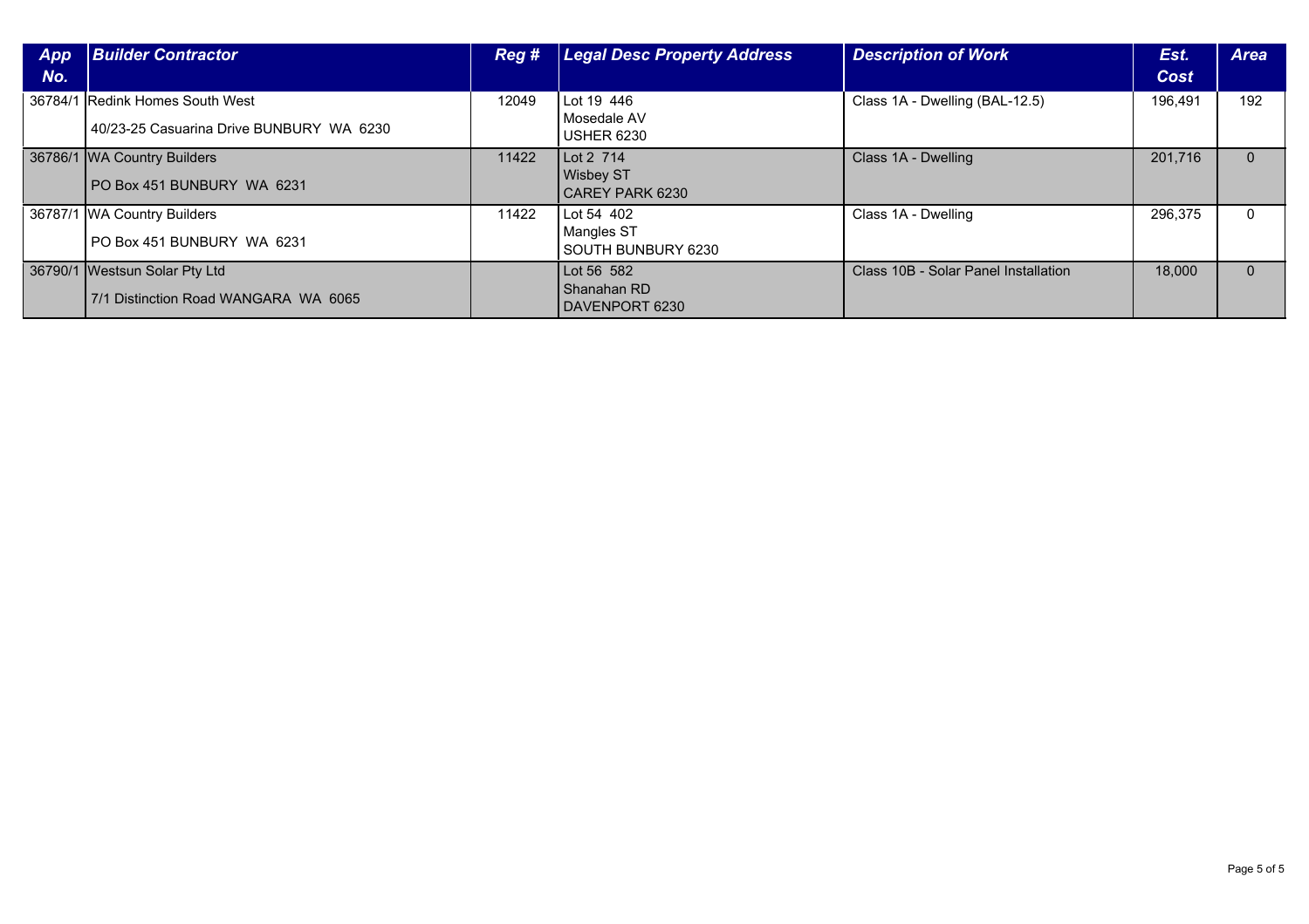| App No. | Builder Contractor | Reg # | Legal Desc Property Address | Description of Work | Est. Cost | Area |
|---|---|---|---|---|---|---|
| 36784/1 | Redink Homes South West<br>40/23-25 Casuarina Drive BUNBURY WA 6230 | 12049 | Lot 19 446<br>Mosedale AV<br>USHER 6230 | Class 1A - Dwelling (BAL-12.5) | 196,491 | 192 |
| 36786/1 | WA Country Builders<br>PO Box 451 BUNBURY WA 6231 | 11422 | Lot 2 714<br>Wisbey ST<br>CAREY PARK 6230 | Class 1A - Dwelling | 201,716 | 0 |
| 36787/1 | WA Country Builders<br>PO Box 451 BUNBURY WA 6231 | 11422 | Lot 54 402<br>Mangles ST<br>SOUTH BUNBURY 6230 | Class 1A - Dwelling | 296,375 | 0 |
| 36790/1 | Westsun Solar Pty Ltd<br>7/1 Distinction Road WANGARA WA 6065 | | Lot 56 582<br>Shanahan RD<br>DAVENPORT 6230 | Class 10B - Solar Panel Installation | 18,000 | 0 |